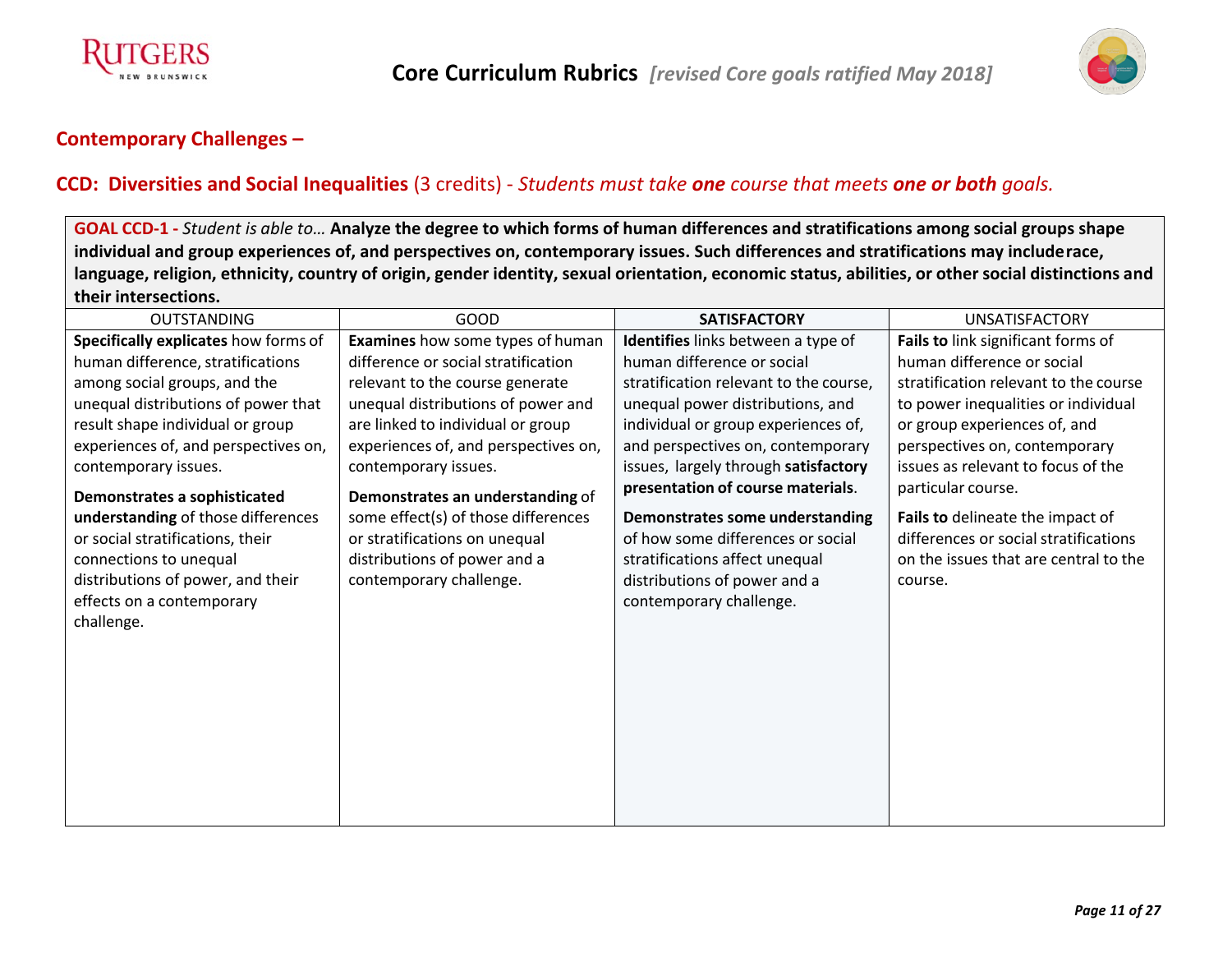# Core Curriculum Rubrics *[revised Core goals ratified May 2018]*

## Contemporary Challenges –

### CCD: Diversities and Social Inequalities (3 credits) - *Students must take **one** course that meets **one or both** goals.*

**GOAL CCD-1 -** *Student is able to…* **Analyze the degree to which forms of human differences and stratifications among social groups shape individual and group experiences of, and perspectives on, contemporary issues. Such differences and stratifications may include race, language, religion, ethnicity, country of origin, gender identity, sexual orientation, economic status, abilities, or other social distinctions and their intersections.**

| OUTSTANDING | GOOD | SATISFACTORY | UNSATISFACTORY |
| --- | --- | --- | --- |
| **Specifically explicates** how forms of human difference, stratifications among social groups, and the unequal distributions of power that result shape individual or group experiences of, and perspectives on, contemporary issues.<br><br>**Demonstrates a sophisticated understanding** of those differences or social stratifications, their connections to unequal distributions of power, and their effects on a contemporary challenge. | **Examines** how some types of human difference or social stratification relevant to the course generate unequal distributions of power and are linked to individual or group experiences of, and perspectives on, contemporary issues.<br><br>**Demonstrates an understanding** of some effect(s) of those differences or stratifications on unequal distributions of power and a contemporary challenge. | **Identifies** links between a type of human difference or social stratification relevant to the course, unequal power distributions, and individual or group experiences of, and perspectives on, contemporary issues, largely through **satisfactory presentation of course materials**.<br><br>**Demonstrates some understanding** of how some differences or social stratifications affect unequal distributions of power and a contemporary challenge. | **Fails to** link significant forms of human difference or social stratification relevant to the course to power inequalities or individual or group experiences of, and perspectives on, contemporary issues as relevant to focus of the particular course.<br><br>**Fails to** delineate the impact of differences or social stratifications on the issues that are central to the course. |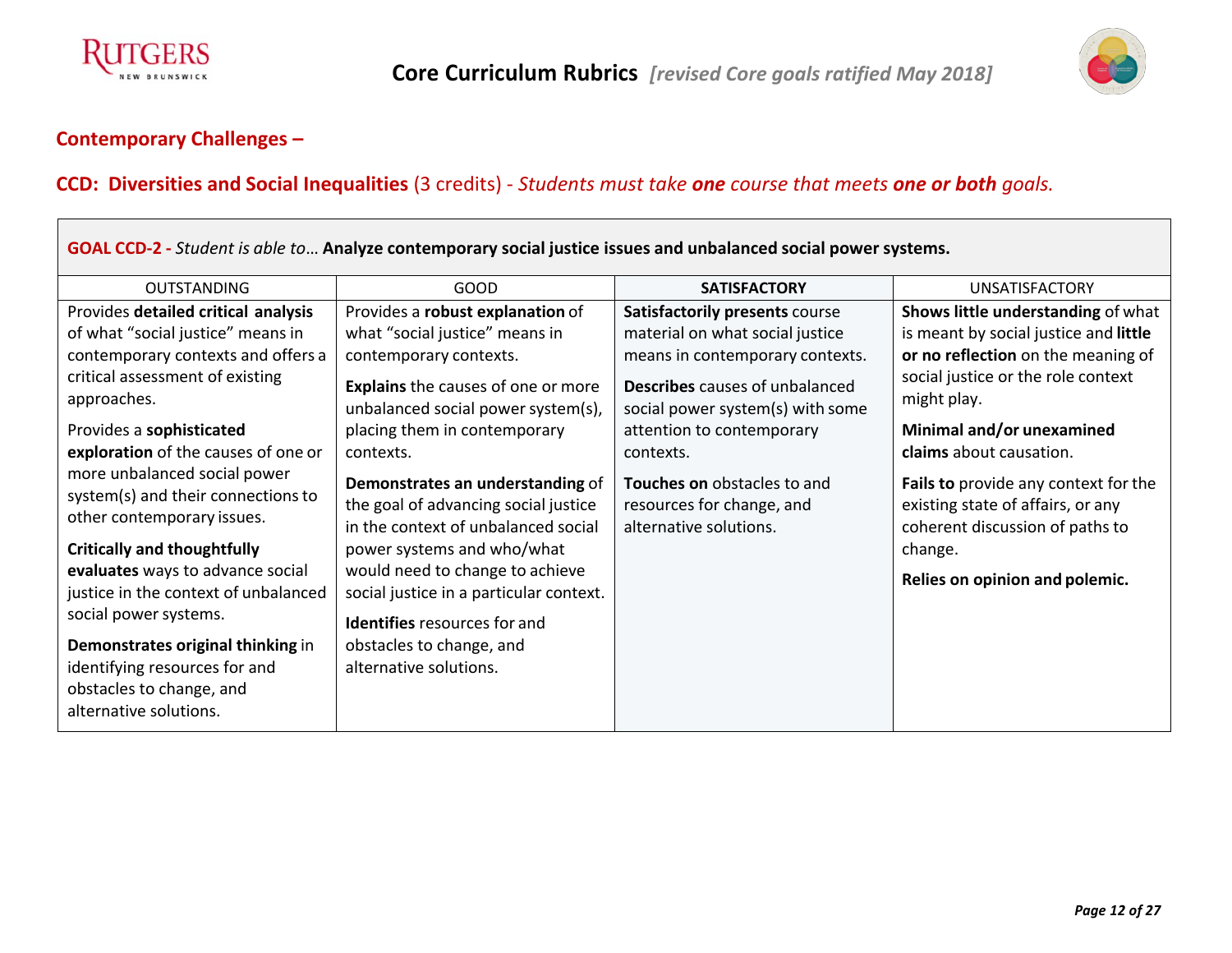## Contemporary Challenges –

### CCD: Diversities and Social Inequalities (3 credits) - *Students must take **one** course that meets **one or both** goals.*

**GOAL CCD-2 -** *Student is able to…* **Analyze contemporary social justice issues and unbalanced social power systems.**

| OUTSTANDING | GOOD | SATISFACTORY | UNSATISFACTORY |
|---|---|---|---|
| Provides **detailed critical analysis** of what "social justice" means in contemporary contexts and offers a critical assessment of existing approaches.<br><br>Provides a **sophisticated exploration** of the causes of one or more unbalanced social power system(s) and their connections to other contemporary issues.<br><br>**Critically and thoughtfully evaluates** ways to advance social justice in the context of unbalanced social power systems.<br><br>**Demonstrates original thinking** in identifying resources for and obstacles to change, and alternative solutions. | Provides a **robust explanation** of what "social justice" means in contemporary contexts.<br><br>**Explains** the causes of one or more unbalanced social power system(s), placing them in contemporary contexts.<br><br>**Demonstrates an understanding** of the goal of advancing social justice in the context of unbalanced social power systems and who/what would need to change to achieve social justice in a particular context.<br><br>**Identifies** resources for and obstacles to change, and alternative solutions. | **Satisfactorily presents** course material on what social justice means in contemporary contexts.<br><br>**Describes** causes of unbalanced social power system(s) with some attention to contemporary contexts.<br><br>**Touches on** obstacles to and resources for change, and alternative solutions. | **Shows little understanding** of what is meant by social justice and **little or no reflection** on the meaning of social justice or the role context might play.<br><br>**Minimal and/or unexamined claims** about causation.<br><br>**Fails to** provide any context for the existing state of affairs, or any coherent discussion of paths to change.<br><br>**Relies on opinion and polemic.** |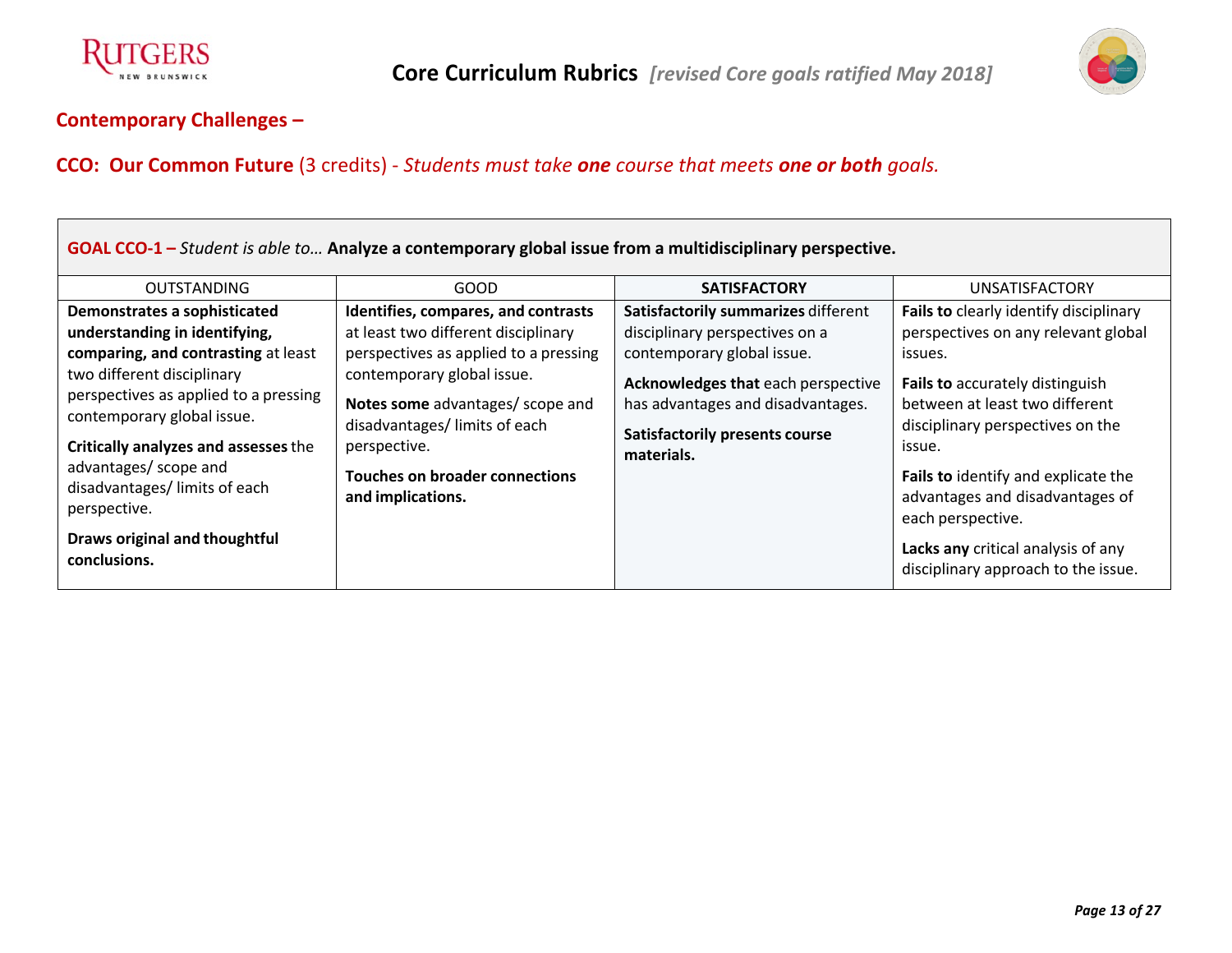## Contemporary Challenges –

## CCO: Our Common Future (3 credits) - *Students must take **one** course that meets **one or both** goals.*

| **GOAL CCO-1 –** *Student is able to…* **Analyze a contemporary global issue from a multidisciplinary perspective.** | | | |
|---|---|---|---|
| OUTSTANDING | GOOD | **SATISFACTORY** | UNSATISFACTORY |
| **Demonstrates a sophisticated understanding in identifying, comparing, and contrasting** at least two different disciplinary perspectives as applied to a pressing contemporary global issue. **Critically analyzes and assesses** the advantages/ scope and disadvantages/ limits of each perspective. **Draws original and thoughtful conclusions.** | **Identifies, compares, and contrasts** at least two different disciplinary perspectives as applied to a pressing contemporary global issue. **Notes some** advantages/ scope and disadvantages/ limits of each perspective. **Touches on broader connections and implications.** | **Satisfactorily summarizes** different disciplinary perspectives on a contemporary global issue. **Acknowledges that** each perspective has advantages and disadvantages. **Satisfactorily presents course materials.** | **Fails to** clearly identify disciplinary perspectives on any relevant global issues. **Fails to** accurately distinguish between at least two different disciplinary perspectives on the issue. **Fails to** identify and explicate the advantages and disadvantages of each perspective. **Lacks any** critical analysis of any disciplinary approach to the issue. |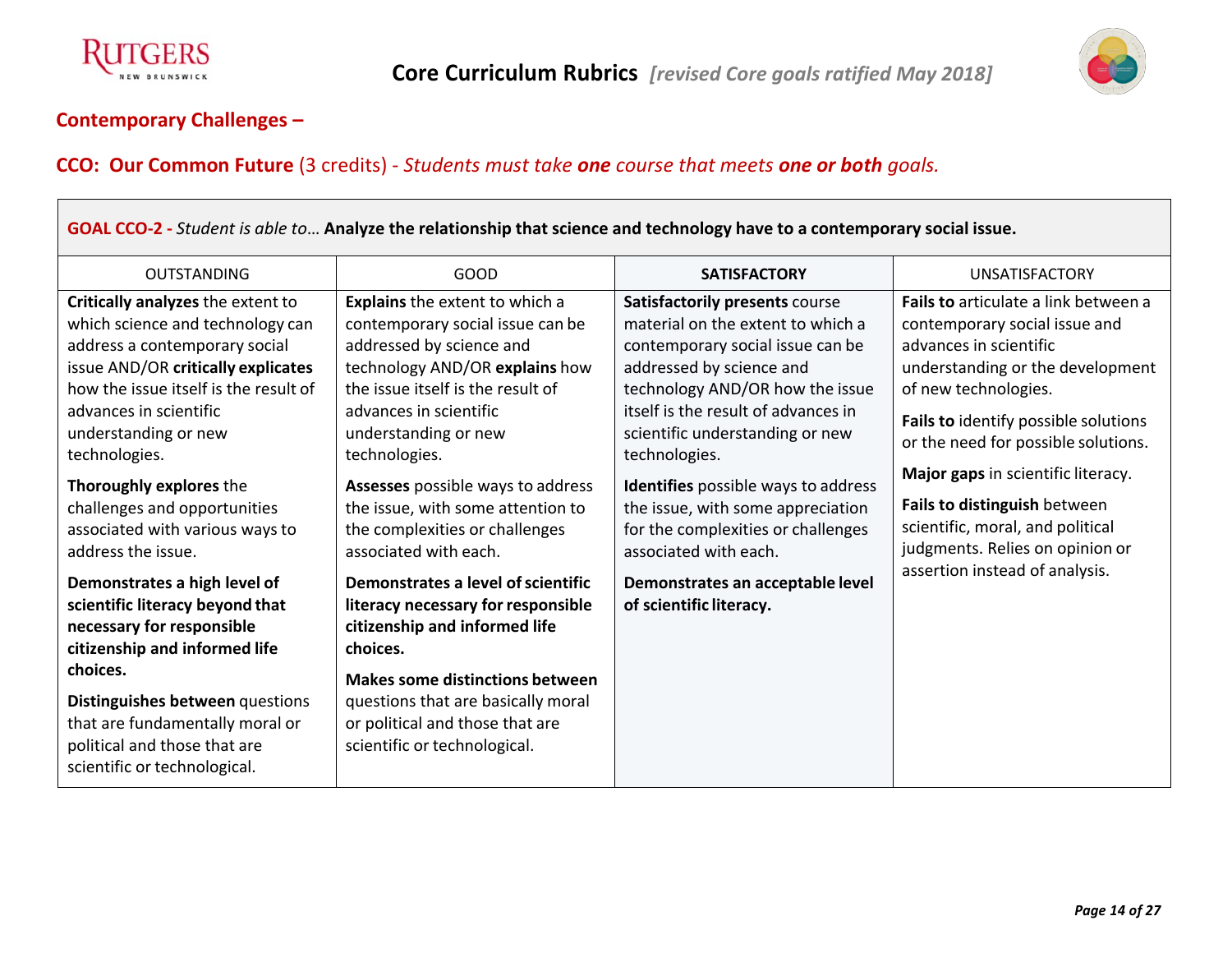## Contemporary Challenges –

## CCO: Our Common Future (3 credits) - *Students must take **one** course that meets **one or both** goals.*

| **GOAL CCO-2 -** *Student is able to…* **Analyze the relationship that science and technology have to a contemporary social issue.** | | | |
|---|---|---|---|
| OUTSTANDING | GOOD | **SATISFACTORY** | UNSATISFACTORY |
| **Critically analyzes** the extent to which science and technology can address a contemporary social issue AND/OR **critically explicates** how the issue itself is the result of advances in scientific understanding or new technologies.<br><br>**Thoroughly explores** the challenges and opportunities associated with various ways to address the issue.<br><br>**Demonstrates a high level of scientific literacy beyond that necessary for responsible citizenship and informed life choices.**<br><br>**Distinguishes between** questions that are fundamentally moral or political and those that are scientific or technological. | **Explains** the extent to which a contemporary social issue can be addressed by science and technology AND/OR **explains** how the issue itself is the result of advances in scientific understanding or new technologies.<br><br>**Assesses** possible ways to address the issue, with some attention to the complexities or challenges associated with each.<br><br>**Demonstrates a level of scientific literacy necessary for responsible citizenship and informed life choices.**<br><br>**Makes some distinctions between** questions that are basically moral or political and those that are scientific or technological. | **Satisfactorily presents** course material on the extent to which a contemporary social issue can be addressed by science and technology AND/OR how the issue itself is the result of advances in scientific understanding or new technologies.<br><br>**Identifies** possible ways to address the issue, with some appreciation for the complexities or challenges associated with each.<br><br>**Demonstrates an acceptable level of scientific literacy.** | **Fails to** articulate a link between a contemporary social issue and advances in scientific understanding or the development of new technologies.<br><br>**Fails to** identify possible solutions or the need for possible solutions.<br><br>**Major gaps** in scientific literacy.<br><br>**Fails to distinguish** between scientific, moral, and political judgments. Relies on opinion or assertion instead of analysis. |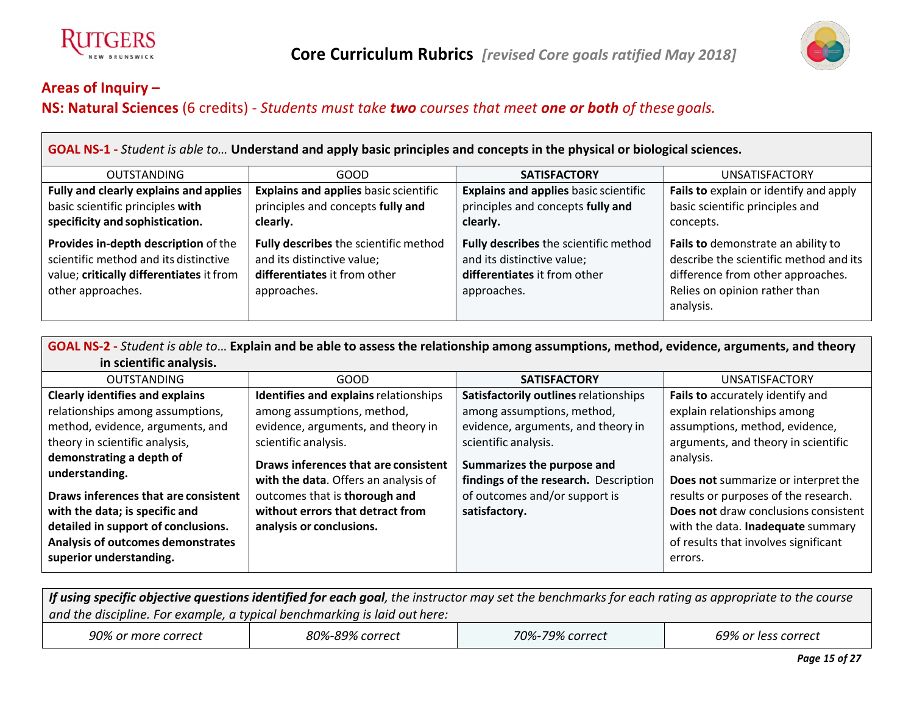## Areas of Inquiry –

### NS: Natural Sciences (6 credits) - *Students must take **two** courses that meet **one or both** of these goals.*

| **GOAL NS-1 -** *Student is able to…* **Understand and apply basic principles and concepts in the physical or biological sciences.** | | | |
|---|---|---|---|
| OUTSTANDING | GOOD | **SATISFACTORY** | UNSATISFACTORY |
| **Fully and clearly explains and applies** basic scientific principles **with specificity and sophistication.**<br><br>**Provides in-depth description** of the scientific method and its distinctive value; **critically differentiates** it from other approaches. | **Explains and applies** basic scientific principles and concepts **fully and clearly.**<br><br>**Fully describes** the scientific method and its distinctive value; **differentiates** it from other approaches. | **Explains and applies** basic scientific principles and concepts **fully and clearly.**<br><br>**Fully describes** the scientific method and its distinctive value; **differentiates** it from other approaches. | **Fails to** explain or identify and apply basic scientific principles and concepts.<br><br>**Fails to** demonstrate an ability to describe the scientific method and its difference from other approaches. Relies on opinion rather than analysis. |

| **GOAL NS-2 -** *Student is able to…* **Explain and be able to assess the relationship among assumptions, method, evidence, arguments, and theory in scientific analysis.** | | | |
|---|---|---|---|
| OUTSTANDING | GOOD | **SATISFACTORY** | UNSATISFACTORY |
| **Clearly identifies and explains** relationships among assumptions, method, evidence, arguments, and theory in scientific analysis, **demonstrating a depth of understanding.**<br><br>**Draws inferences that are consistent with the data; is specific and detailed in support of conclusions. Analysis of outcomes demonstrates superior understanding.** | **Identifies and explains** relationships among assumptions, method, evidence, arguments, and theory in scientific analysis.<br><br>**Draws inferences that are consistent with the data**. Offers an analysis of outcomes that is **thorough and without errors that detract from analysis or conclusions.** | **Satisfactorily outlines** relationships among assumptions, method, evidence, arguments, and theory in scientific analysis.<br><br>**Summarizes the purpose and findings of the research.** Description of outcomes and/or support is **satisfactory.** | **Fails to** accurately identify and explain relationships among assumptions, method, evidence, arguments, and theory in scientific analysis.<br><br>**Does not** summarize or interpret the results or purposes of the research. **Does not** draw conclusions consistent with the data. **Inadequate** summary of results that involves significant errors. |

| ***If using specific objective questions identified for each goal****, the instructor may set the benchmarks for each rating as appropriate to the course and the discipline. For example, a typical benchmarking is laid out here:* | | | |
|---|---|---|---|
| *90% or more correct* | *80%-89% correct* | *70%-79% correct* | *69% or less correct* |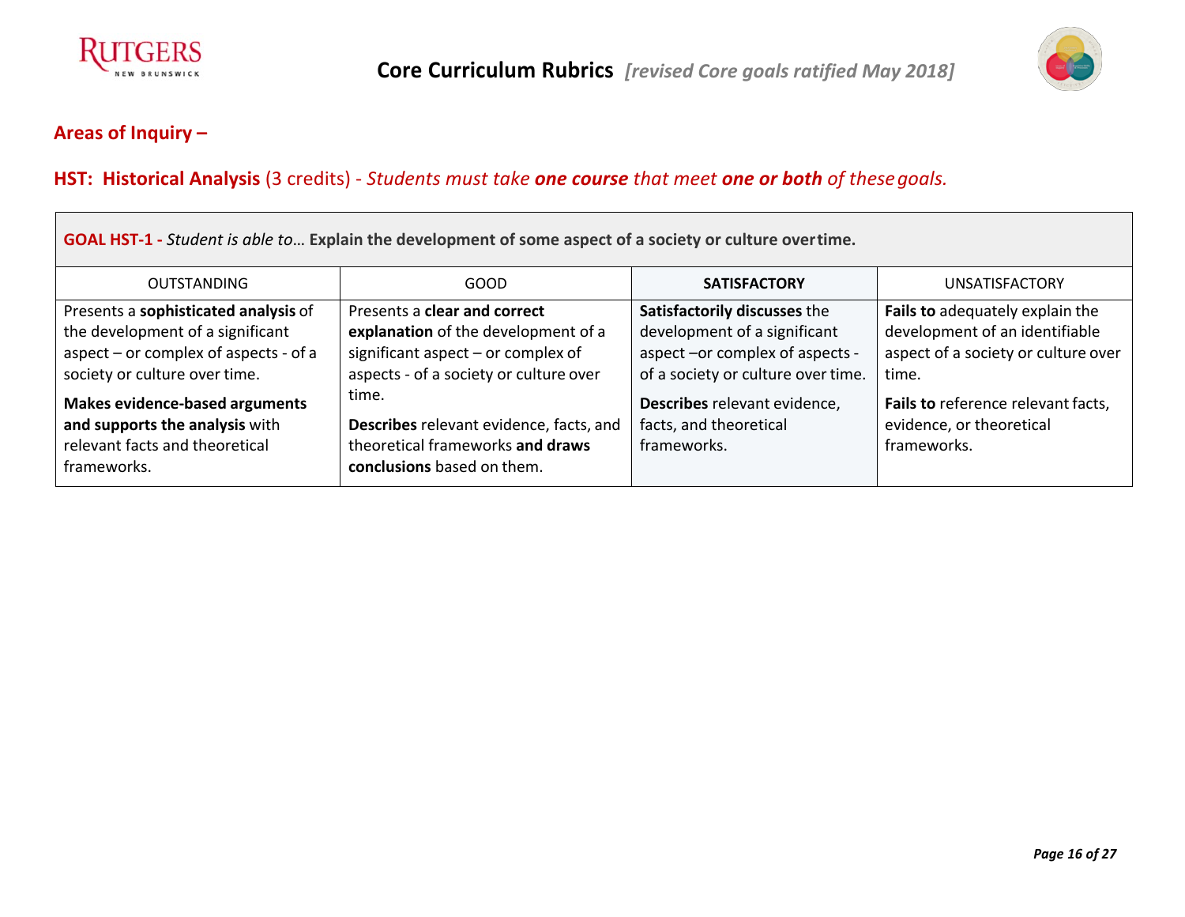## Areas of Inquiry –

### HST: Historical Analysis (3 credits) - *Students must take **one course** that meet **one or both** of these goals.*

**GOAL HST-1 -** *Student is able to…* **Explain the development of some aspect of a society or culture over time.**

| OUTSTANDING | GOOD | SATISFACTORY | UNSATISFACTORY |
|---|---|---|---|
| Presents a **sophisticated analysis** of the development of a significant aspect – or complex of aspects - of a society or culture over time.<br><br>**Makes evidence-based arguments and supports the analysis** with relevant facts and theoretical frameworks. | Presents a **clear and correct explanation** of the development of a significant aspect – or complex of aspects - of a society or culture over time.<br><br>**Describes** relevant evidence, facts, and theoretical frameworks **and draws conclusions** based on them. | **Satisfactorily discusses** the development of a significant aspect –or complex of aspects - of a society or culture over time.<br><br>**Describes** relevant evidence, facts, and theoretical frameworks. | **Fails to** adequately explain the development of an identifiable aspect of a society or culture over time.<br><br>**Fails to** reference relevant facts, evidence, or theoretical frameworks. |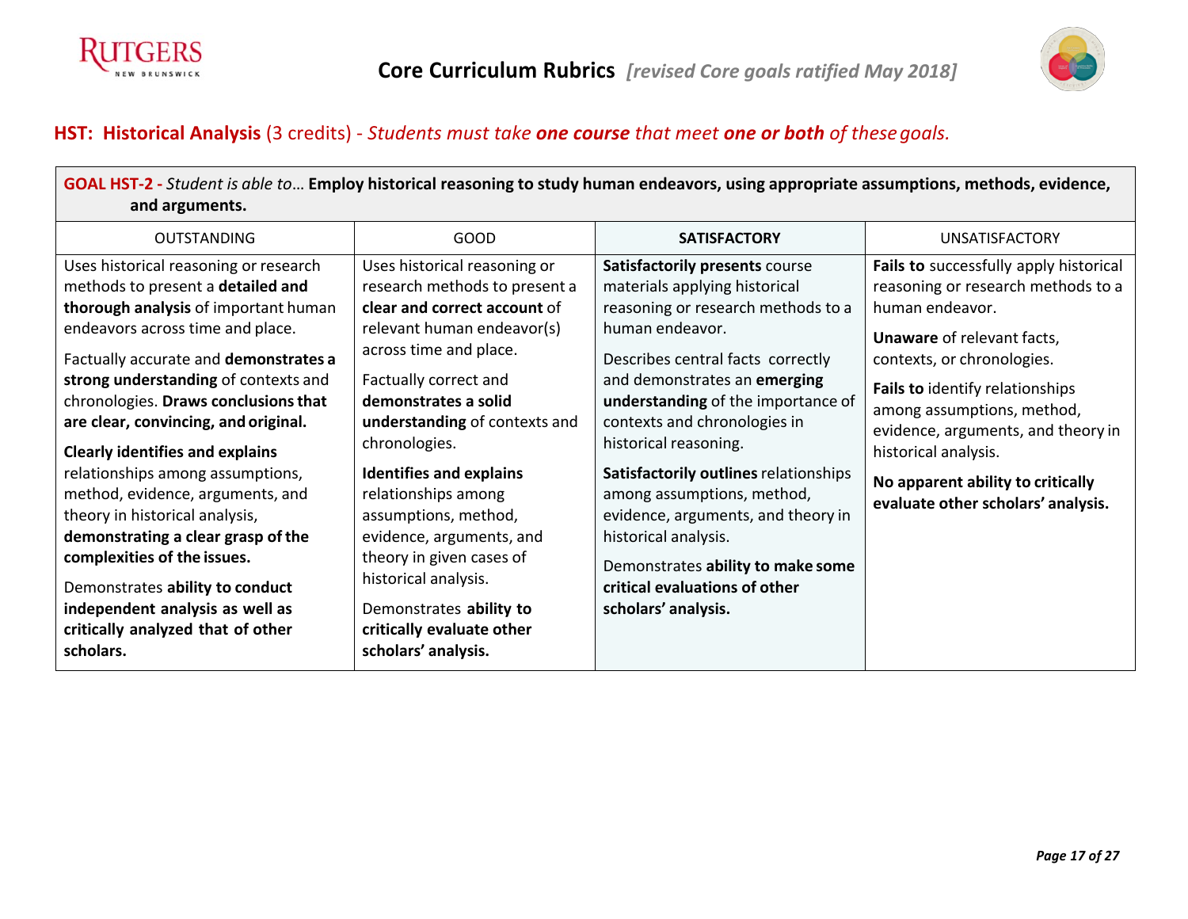# Core Curriculum Rubrics *[revised Core goals ratified May 2018]*

## HST: Historical Analysis (3 credits) - *Students must take **one course** that meet **one or both** of these goals.*

**GOAL HST-2 -** *Student is able to…* **Employ historical reasoning to study human endeavors, using appropriate assumptions, methods, evidence, and arguments.**

| OUTSTANDING | GOOD | SATISFACTORY | UNSATISFACTORY |
|---|---|---|---|
| Uses historical reasoning or research methods to present a **detailed and thorough analysis** of important human endeavors across time and place.<br><br>Factually accurate and **demonstrates a strong understanding** of contexts and chronologies. **Draws conclusions that are clear, convincing, and original.**<br><br>**Clearly identifies and explains** relationships among assumptions, method, evidence, arguments, and theory in historical analysis, **demonstrating a clear grasp of the complexities of the issues.**<br><br>Demonstrates **ability to conduct independent analysis as well as critically analyzed that of other scholars.** | Uses historical reasoning or research methods to present a **clear and correct account** of relevant human endeavor(s) across time and place.<br><br>Factually correct and **demonstrates a solid understanding** of contexts and chronologies.<br><br>**Identifies and explains** relationships among assumptions, method, evidence, arguments, and theory in given cases of historical analysis.<br><br>Demonstrates **ability to critically evaluate other scholars' analysis.** | **Satisfactorily presents** course materials applying historical reasoning or research methods to a human endeavor.<br><br>Describes central facts correctly and demonstrates an **emerging understanding** of the importance of contexts and chronologies in historical reasoning.<br><br>**Satisfactorily outlines** relationships among assumptions, method, evidence, arguments, and theory in historical analysis.<br><br>Demonstrates **ability to make some critical evaluations of other scholars' analysis.** | **Fails to** successfully apply historical reasoning or research methods to a human endeavor.<br><br>**Unaware** of relevant facts, contexts, or chronologies.<br><br>**Fails to** identify relationships among assumptions, method, evidence, arguments, and theory in historical analysis.<br><br>**No apparent ability to critically evaluate other scholars' analysis.** |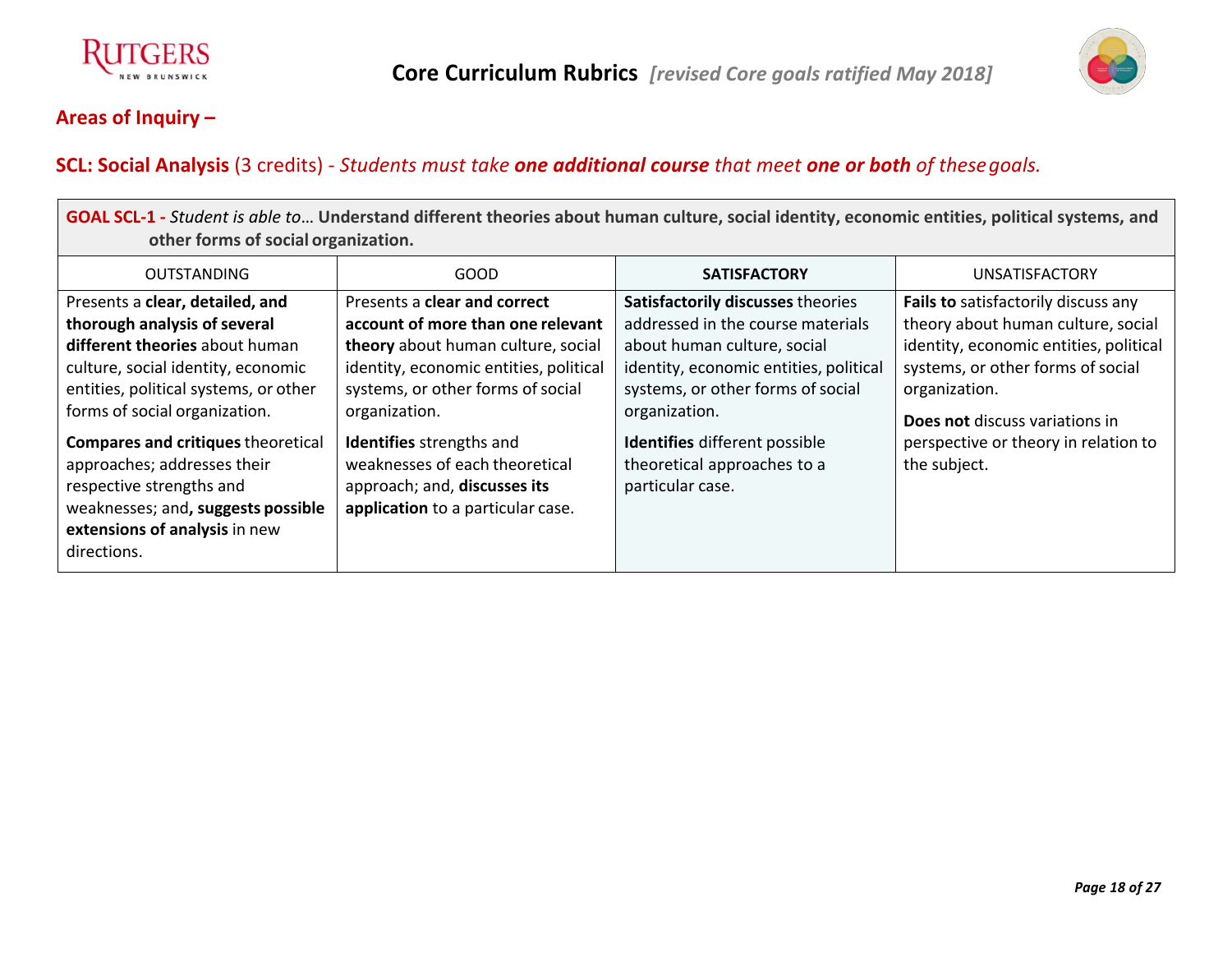## Areas of Inquiry –

## SCL: Social Analysis (3 credits) - *Students must take **one additional course** that meet **one or both** of these goals.*

**GOAL SCL-1 -** *Student is able to*… **Understand different theories about human culture, social identity, economic entities, political systems, and other forms of social organization.**

| OUTSTANDING | GOOD | **SATISFACTORY** | UNSATISFACTORY |
|---|---|---|---|
| Presents a **clear, detailed, and thorough analysis of several different theories** about human culture, social identity, economic entities, political systems, or other forms of social organization.<br><br>**Compares and critiques** theoretical approaches; addresses their respective strengths and weaknesses; and**, suggests possible extensions of analysis** in new directions. | Presents a **clear and correct account of more than one relevant theory** about human culture, social identity, economic entities, political systems, or other forms of social organization.<br><br>**Identifies** strengths and weaknesses of each theoretical approach; and, **discusses its application** to a particular case. | **Satisfactorily discusses** theories addressed in the course materials about human culture, social identity, economic entities, political systems, or other forms of social organization.<br><br>**Identifies** different possible theoretical approaches to a particular case. | **Fails to** satisfactorily discuss any theory about human culture, social identity, economic entities, political systems, or other forms of social organization.<br><br>**Does not** discuss variations in perspective or theory in relation to the subject. |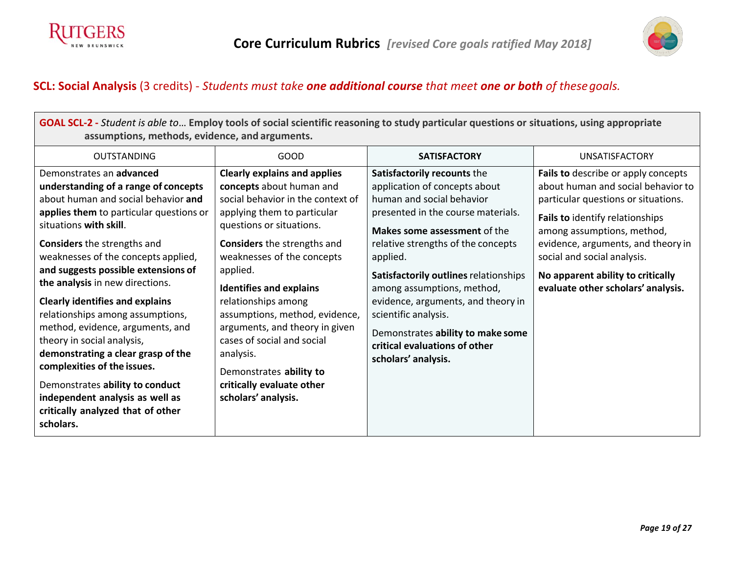# Core Curriculum Rubrics *[revised Core goals ratified May 2018]*

## SCL: Social Analysis (3 credits) - *Students must take **one additional course** that meet **one or both** of these goals.*

**GOAL SCL-2 -** *Student is able to…* **Employ tools of social scientific reasoning to study particular questions or situations, using appropriate assumptions, methods, evidence, and arguments.**

| OUTSTANDING | GOOD | **SATISFACTORY** | UNSATISFACTORY |
|---|---|---|---|
| Demonstrates an **advanced understanding of a range of concepts** about human and social behavior **and applies them** to particular questions or situations **with skill**.<br><br>**Considers** the strengths and weaknesses of the concepts applied, **and suggests possible extensions of the analysis** in new directions.<br><br>**Clearly identifies and explains** relationships among assumptions, method, evidence, arguments, and theory in social analysis, **demonstrating a clear grasp of the complexities of the issues.**<br><br>Demonstrates **ability to conduct independent analysis as well as critically analyzed that of other scholars.** | **Clearly explains and applies concepts** about human and social behavior in the context of applying them to particular questions or situations.<br><br>**Considers** the strengths and weaknesses of the concepts applied.<br><br>**Identifies and explains** relationships among assumptions, method, evidence, arguments, and theory in given cases of social and social analysis.<br><br>Demonstrates **ability to critically evaluate other scholars' analysis.** | **Satisfactorily recounts** the application of concepts about human and social behavior presented in the course materials.<br><br>**Makes some assessment** of the relative strengths of the concepts applied.<br><br>**Satisfactorily outlines** relationships among assumptions, method, evidence, arguments, and theory in scientific analysis.<br><br>Demonstrates **ability to make some critical evaluations of other scholars' analysis.** | **Fails to** describe or apply concepts about human and social behavior to particular questions or situations.<br><br>**Fails to** identify relationships among assumptions, method, evidence, arguments, and theory in social and social analysis.<br><br>**No apparent ability to critically evaluate other scholars' analysis.** |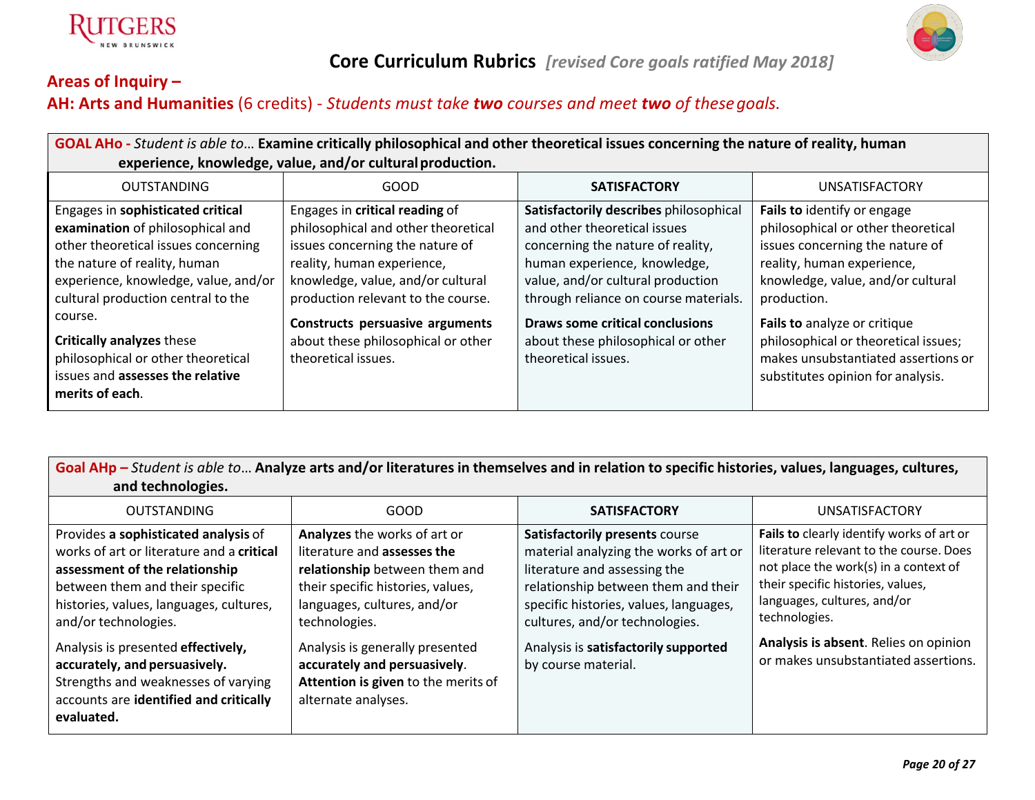# Core Curriculum Rubrics *[revised Core goals ratified May 2018]*

## Areas of Inquiry –

## AH: Arts and Humanities (6 credits) - *Students must take **two** courses and meet **two** of these goals.*

**GOAL AHo -** *Student is able to…* **Examine critically philosophical and other theoretical issues concerning the nature of reality, human experience, knowledge, value, and/or cultural production.**

| OUTSTANDING | GOOD | **SATISFACTORY** | UNSATISFACTORY |
|---|---|---|---|
| Engages in **sophisticated critical examination** of philosophical and other theoretical issues concerning the nature of reality, human experience, knowledge, value, and/or cultural production central to the course.<br><br>**Critically analyzes** these philosophical or other theoretical issues and **assesses the relative merits of each**. | Engages in **critical reading** of philosophical and other theoretical issues concerning the nature of reality, human experience, knowledge, value, and/or cultural production relevant to the course.<br><br>**Constructs persuasive arguments** about these philosophical or other theoretical issues. | **Satisfactorily describes** philosophical and other theoretical issues concerning the nature of reality, human experience, knowledge, value, and/or cultural production through reliance on course materials.<br><br>**Draws some critical conclusions** about these philosophical or other theoretical issues. | **Fails to** identify or engage philosophical or other theoretical issues concerning the nature of reality, human experience, knowledge, value, and/or cultural production.<br><br>**Fails to** analyze or critique philosophical or theoretical issues; makes unsubstantiated assertions or substitutes opinion for analysis. |

**Goal AHp –** *Student is able to…* **Analyze arts and/or literatures in themselves and in relation to specific histories, values, languages, cultures, and technologies.**

| OUTSTANDING | GOOD | **SATISFACTORY** | UNSATISFACTORY |
|---|---|---|---|
| Provides **a sophisticated analysis** of works of art or literature and a **critical assessment of the relationship** between them and their specific histories, values, languages, cultures, and/or technologies.<br><br>Analysis is presented **effectively, accurately, and persuasively.** Strengths and weaknesses of varying accounts are **identified and critically evaluated.** | **Analyzes** the works of art or literature and **assesses the relationship** between them and their specific histories, values, languages, cultures, and/or technologies.<br><br>Analysis is generally presented **accurately and persuasively**. **Attention is given** to the merits of alternate analyses. | **Satisfactorily presents** course material analyzing the works of art or literature and assessing the relationship between them and their specific histories, values, languages, cultures, and/or technologies.<br><br>Analysis is **satisfactorily supported** by course material. | **Fails to** clearly identify works of art or literature relevant to the course. Does not place the work(s) in a context of their specific histories, values, languages, cultures, and/or technologies.<br><br>**Analysis is absent**. Relies on opinion or makes unsubstantiated assertions. |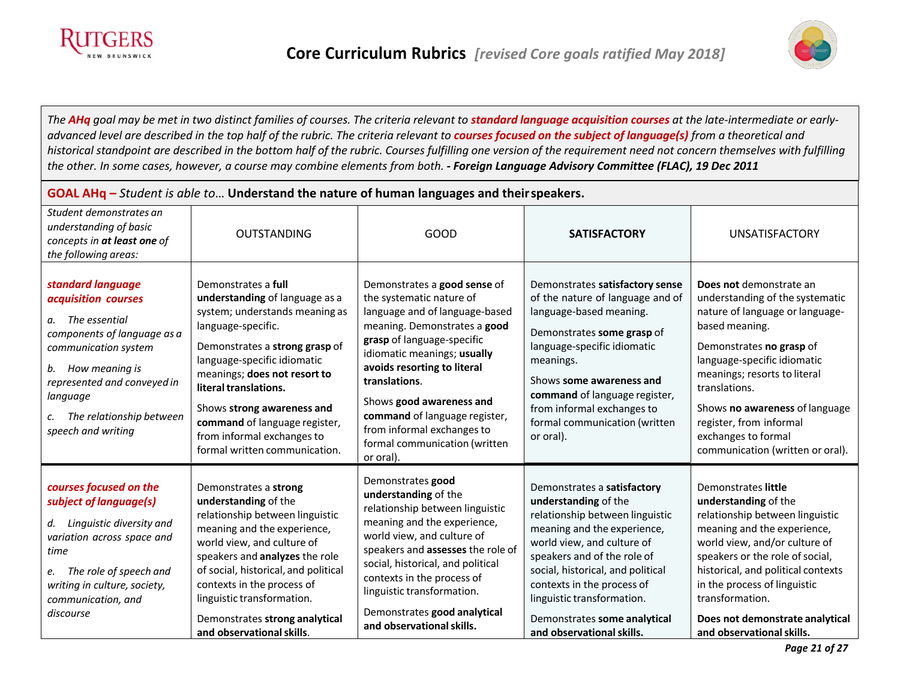*The **AHq** goal may be met in two distinct families of courses. The criteria relevant to **standard language acquisition courses** at the late-intermediate or early-advanced level are described in the top half of the rubric. The criteria relevant to **courses focused on the subject of language(s)** from a theoretical and historical standpoint are described in the bottom half of the rubric. Courses fulfilling one version of the requirement need not concern themselves with fulfilling the other. In some cases, however, a course may combine elements from both. **- Foreign Language Advisory Committee (FLAC), 19 Dec 2011***

## GOAL AHq – *Student is able to…* Understand the nature of human languages and their speakers.

| *Student demonstrates an understanding of basic concepts in **at least one** of the following areas:* | OUTSTANDING | GOOD | **SATISFACTORY** | UNSATISFACTORY |
|---|---|---|---|---|
| ***standard language acquisition courses***<br><br>*a. The essential components of language as a communication system*<br><br>*b. How meaning is represented and conveyed in language*<br><br>*c. The relationship between speech and writing* | Demonstrates a **full understanding** of language as a system; understands meaning as language-specific.<br><br>Demonstrates a **strong grasp** of language-specific idiomatic meanings; **does not resort to literal translations.**<br><br>Shows **strong awareness and command** of language register, from informal exchanges to formal written communication. | Demonstrates a **good sense** of the systematic nature of language and of language-based meaning. Demonstrates a **good grasp** of language-specific idiomatic meanings; **usually avoids resorting to literal translations**.<br><br>Shows **good awareness and command** of language register, from informal exchanges to formal communication (written or oral). | Demonstrates **satisfactory sense** of the nature of language and of language-based meaning.<br><br>Demonstrates **some grasp** of language-specific idiomatic meanings.<br><br>Shows **some awareness and command** of language register, from informal exchanges to formal communication (written or oral). | **Does not** demonstrate an understanding of the systematic nature of language or language-based meaning.<br><br>Demonstrates **no grasp** of language-specific idiomatic meanings; resorts to literal translations.<br><br>Shows **no awareness** of language register, from informal exchanges to formal communication (written or oral). |
| ***courses focused on the subject of language(s)***<br><br>*d. Linguistic diversity and variation across space and time*<br><br>*e. The role of speech and writing in culture, society, communication, and discourse* | Demonstrates a **strong understanding** of the relationship between linguistic meaning and the experience, world view, and culture of speakers and **analyzes** the role of social, historical, and political contexts in the process of linguistic transformation.<br><br>Demonstrates **strong analytical and observational skills**. | Demonstrates **good understanding** of the relationship between linguistic meaning and the experience, world view, and culture of speakers and **assesses** the role of social, historical, and political contexts in the process of linguistic transformation.<br><br>Demonstrates **good analytical and observational skills.** | Demonstrates a **satisfactory understanding** of the relationship between linguistic meaning and the experience, world view, and culture of speakers and of the role of social, historical, and political contexts in the process of linguistic transformation.<br><br>Demonstrates **some analytical and observational skills.** | Demonstrates **little understanding** of the relationship between linguistic meaning and the experience, world view, and/or culture of speakers or the role of social, historical, and political contexts in the process of linguistic transformation.<br><br>**Does not demonstrate analytical and observational skills.** |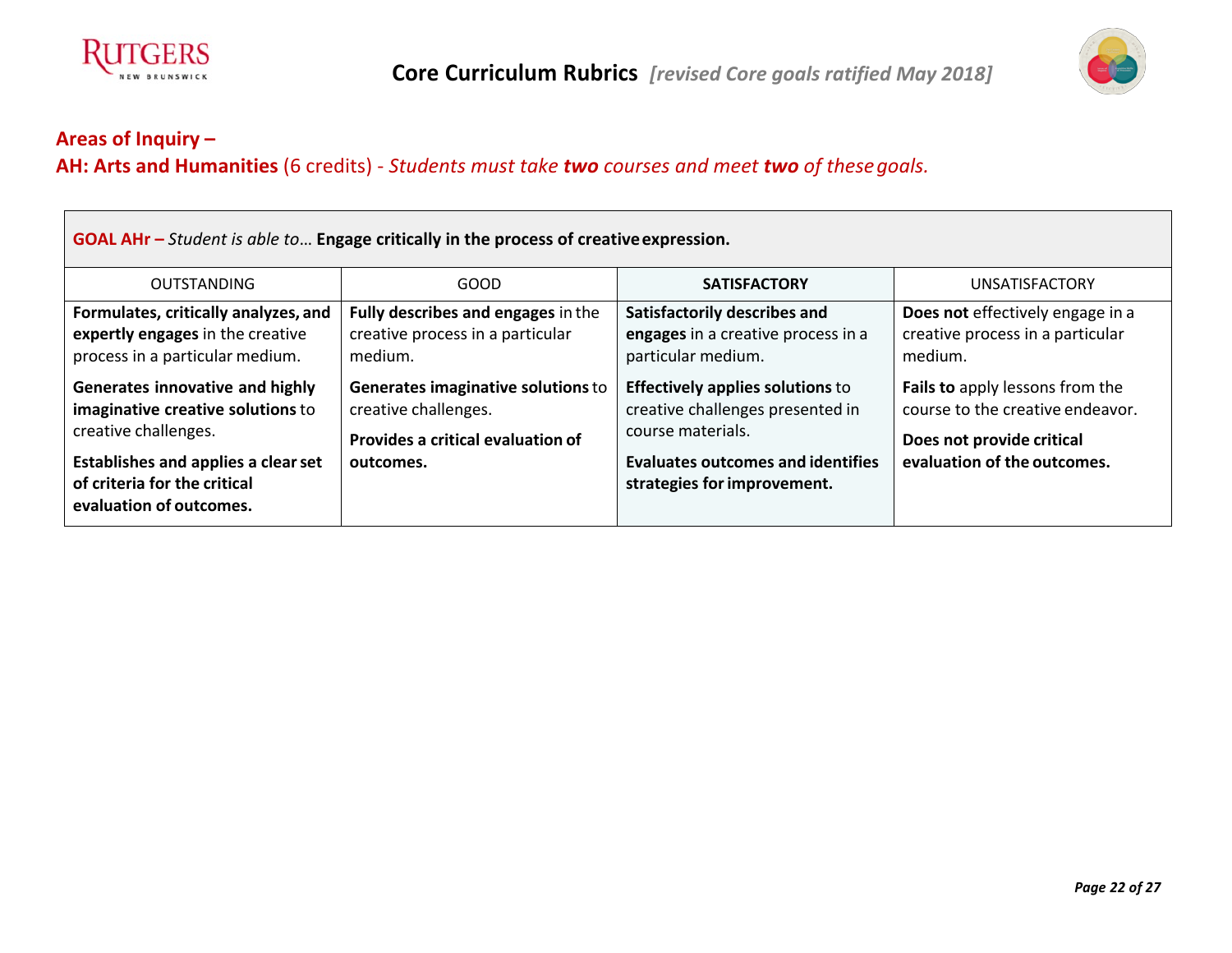## Areas of Inquiry –

## AH: Arts and Humanities (6 credits) - *Students must take **two** courses and meet **two** of these goals.*

| **GOAL AHr –** *Student is able to…* **Engage critically in the process of creative expression.** | | | |
|---|---|---|---|
| OUTSTANDING | GOOD | **SATISFACTORY** | UNSATISFACTORY |
| **Formulates, critically analyzes, and expertly engages** in the creative process in a particular medium.<br><br>**Generates innovative and highly imaginative creative solutions** to creative challenges.<br><br>**Establishes and applies a clear set of criteria for the critical evaluation of outcomes.** | **Fully describes and engages** in the creative process in a particular medium.<br><br>**Generates imaginative solutions** to creative challenges.<br><br>**Provides a critical evaluation of outcomes.** | **Satisfactorily describes and engages** in a creative process in a particular medium.<br><br>**Effectively applies solutions** to creative challenges presented in course materials.<br><br>**Evaluates outcomes and identifies strategies for improvement.** | **Does not** effectively engage in a creative process in a particular medium.<br><br>**Fails to** apply lessons from the course to the creative endeavor.<br><br>**Does not provide critical evaluation of the outcomes.** |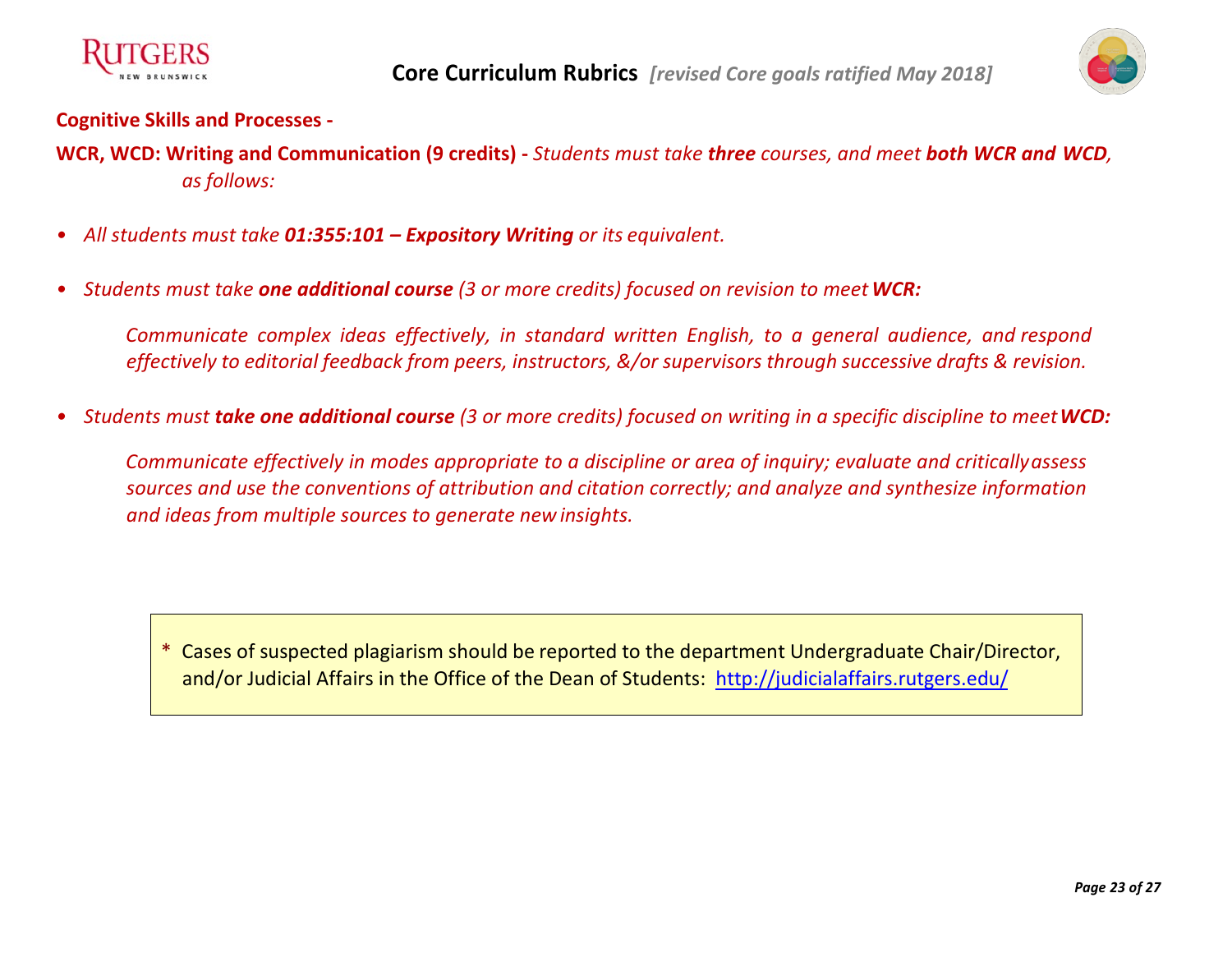## Cognitive Skills and Processes -

**WCR, WCD: Writing and Communication (9 credits) -** *Students must take* ***three*** *courses, and meet* ***both WCR and WCD****, as follows:*

- *All students must take* ***01:355:101 – Expository Writing*** *or its equivalent.*

- *Students must take* ***one additional course*** *(3 or more credits) focused on revision to meet* ***WCR:***

  *Communicate complex ideas effectively, in standard written English, to a general audience, and respond effectively to editorial feedback from peers, instructors, &/or supervisors through successive drafts & revision.*

- *Students must* ***take one additional course*** *(3 or more credits) focused on writing in a specific discipline to meet* ***WCD:***

  *Communicate effectively in modes appropriate to a discipline or area of inquiry; evaluate and critically assess sources and use the conventions of attribution and citation correctly; and analyze and synthesize information and ideas from multiple sources to generate new insights.*

> \* Cases of suspected plagiarism should be reported to the department Undergraduate Chair/Director, and/or Judicial Affairs in the Office of the Dean of Students: http://judicialaffairs.rutgers.edu/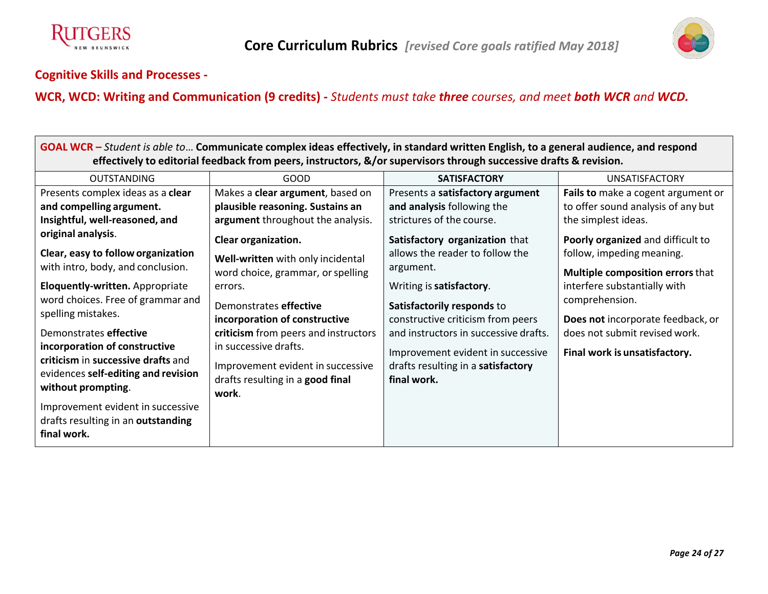## Cognitive Skills and Processes -

## WCR, WCD: Writing and Communication (9 credits) - *Students must take **three** courses, and meet **both WCR** and **WCD.***

| **GOAL WCR –** *Student is able to…* **Communicate complex ideas effectively, in standard written English, to a general audience, and respond effectively to editorial feedback from peers, instructors, &/or supervisors through successive drafts & revision.** | | | |
|---|---|---|---|
| OUTSTANDING | GOOD | **SATISFACTORY** | UNSATISFACTORY |
| Presents complex ideas as a **clear and compelling argument. Insightful, well-reasoned, and original analysis**.<br><br>**Clear, easy to follow organization** with intro, body, and conclusion.<br><br>**Eloquently-written.** Appropriate word choices. Free of grammar and spelling mistakes.<br><br>Demonstrates **effective incorporation of constructive criticism** in **successive drafts** and evidences **self-editing and revision without prompting**.<br><br>Improvement evident in successive drafts resulting in an **outstanding final work.** | Makes a **clear argument**, based on **plausible reasoning. Sustains an argument** throughout the analysis.<br><br>**Clear organization.**<br><br>**Well-written** with only incidental word choice, grammar, or spelling errors.<br><br>Demonstrates **effective incorporation of constructive criticism** from peers and instructors in successive drafts.<br><br>Improvement evident in successive drafts resulting in a **good final work**. | Presents a **satisfactory argument and analysis** following the strictures of the course.<br><br>**Satisfactory organization** that allows the reader to follow the argument.<br><br>Writing is **satisfactory**.<br><br>**Satisfactorily responds** to constructive criticism from peers and instructors in successive drafts.<br><br>Improvement evident in successive drafts resulting in a **satisfactory final work.** | **Fails to** make a cogent argument or to offer sound analysis of any but the simplest ideas.<br><br>**Poorly organized** and difficult to follow, impeding meaning.<br><br>**Multiple composition errors** that interfere substantially with comprehension.<br><br>**Does not** incorporate feedback, or does not submit revised work.<br><br>**Final work is unsatisfactory.** |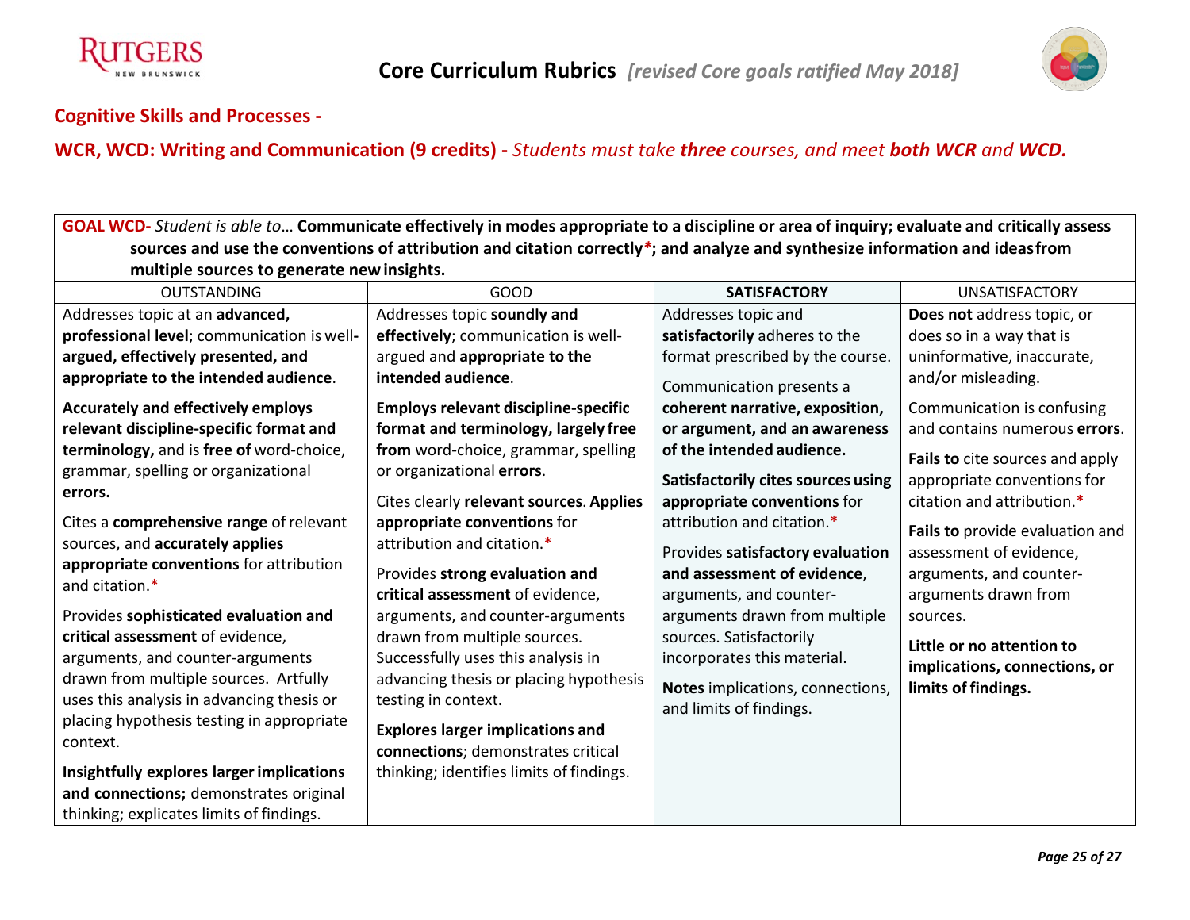## Cognitive Skills and Processes -

## WCR, WCD: Writing and Communication (9 credits) - *Students must take **three** courses, and meet **both WCR** and **WCD.***

**GOAL WCD-** *Student is able to*… **Communicate effectively in modes appropriate to a discipline or area of inquiry; evaluate and critically assess sources and use the conventions of attribution and citation correctly*; and analyze and synthesize information and ideas from multiple sources to generate new insights.**

| OUTSTANDING | GOOD | **SATISFACTORY** | UNSATISFACTORY |
|---|---|---|---|
| Addresses topic at an **advanced, professional level**; communication is well-**argued, effectively presented, and appropriate to the intended audience**.<br><br>**Accurately and effectively employs relevant discipline-specific format and terminology,** and is **free of** word-choice, grammar, spelling or organizational **errors.**<br><br>Cites a **comprehensive range** of relevant sources, and **accurately applies appropriate conventions** for attribution and citation.*<br><br>Provides **sophisticated evaluation and critical assessment** of evidence, arguments, and counter-arguments drawn from multiple sources. Artfully uses this analysis in advancing thesis or placing hypothesis testing in appropriate context.<br><br>**Insightfully explores larger implications and connections;** demonstrates original thinking; explicates limits of findings. | Addresses topic **soundly and effectively**; communication is well-argued and **appropriate to the intended audience**.<br><br>**Employs relevant discipline-specific format and terminology, largely free from** word-choice, grammar, spelling or organizational **errors**.<br><br>Cites clearly **relevant sources**. **Applies appropriate conventions** for attribution and citation.*<br><br>Provides **strong evaluation and critical assessment** of evidence, arguments, and counter-arguments drawn from multiple sources. Successfully uses this analysis in advancing thesis or placing hypothesis testing in context.<br><br>**Explores larger implications and connections**; demonstrates critical thinking; identifies limits of findings. | Addresses topic and **satisfactorily** adheres to the format prescribed by the course.<br><br>Communication presents a **coherent narrative, exposition, or argument, and an awareness of the intended audience.**<br><br>**Satisfactorily cites sources using appropriate conventions** for attribution and citation.*<br><br>Provides **satisfactory evaluation and assessment of evidence**, arguments, and counter-arguments drawn from multiple sources. Satisfactorily incorporates this material.<br><br>**Notes** implications, connections, and limits of findings. | **Does not** address topic, or does so in a way that is uninformative, inaccurate, and/or misleading.<br><br>Communication is confusing and contains numerous **errors**.<br><br>**Fails to** cite sources and apply appropriate conventions for citation and attribution.*<br><br>**Fails to** provide evaluation and assessment of evidence, arguments, and counter-arguments drawn from sources.<br><br>**Little or no attention to implications, connections, or limits of findings.** |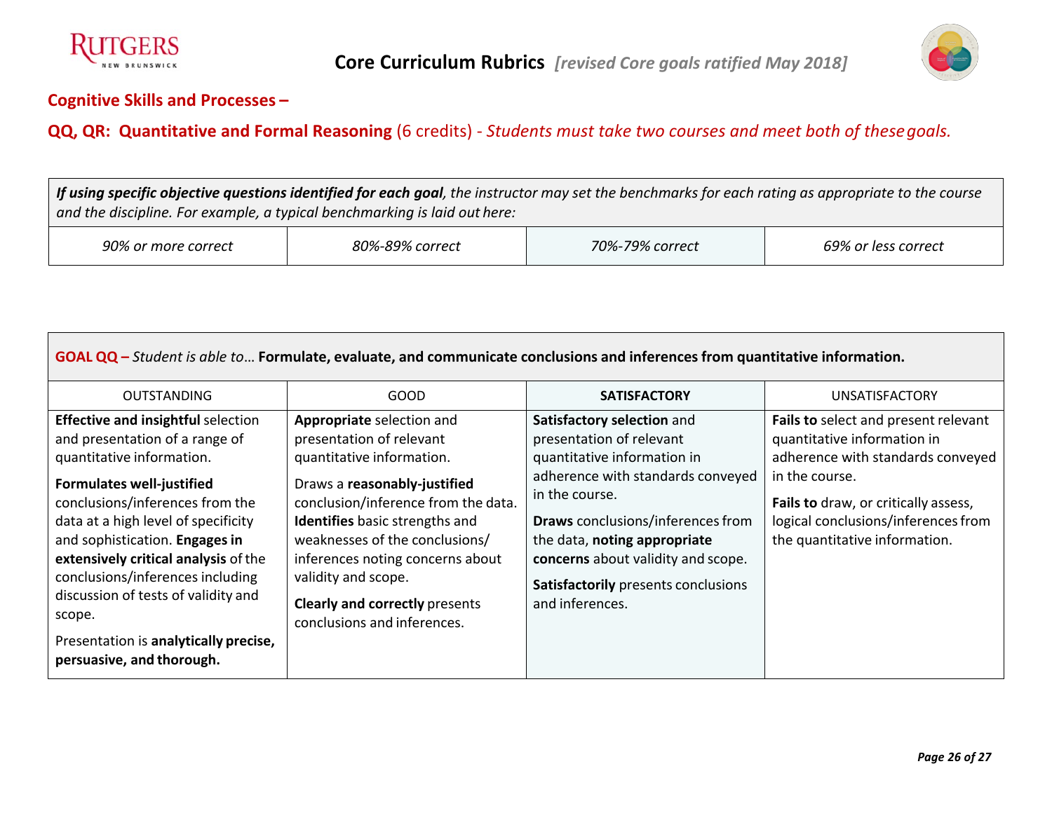# Core Curriculum Rubrics *[revised Core goals ratified May 2018]*

## Cognitive Skills and Processes –

## QQ, QR: Quantitative and Formal Reasoning (6 credits) - *Students must take two courses and meet both of these goals.*

| ***If using specific objective questions identified for each goal**, the instructor may set the benchmarks for each rating as appropriate to the course and the discipline. For example, a typical benchmarking is laid out here:* | | | |
|---|---|---|---|
| *90% or more correct* | *80%-89% correct* | *70%-79% correct* | *69% or less correct* |

| **GOAL QQ –** *Student is able to…* **Formulate, evaluate, and communicate conclusions and inferences from quantitative information.** | | | |
|---|---|---|---|
| OUTSTANDING | GOOD | **SATISFACTORY** | UNSATISFACTORY |
| **Effective and insightful** selection and presentation of a range of quantitative information.<br><br>**Formulates well-justified** conclusions/inferences from the data at a high level of specificity and sophistication. **Engages in extensively critical analysis** of the conclusions/inferences including discussion of tests of validity and scope.<br><br>Presentation is **analytically precise, persuasive, and thorough.** | **Appropriate** selection and presentation of relevant quantitative information.<br><br>Draws a **reasonably-justified** conclusion/inference from the data. **Identifies** basic strengths and weaknesses of the conclusions/ inferences noting concerns about validity and scope.<br><br>**Clearly and correctly** presents conclusions and inferences. | **Satisfactory selection** and presentation of relevant quantitative information in adherence with standards conveyed in the course.<br><br>**Draws** conclusions/inferences from the data, **noting appropriate concerns** about validity and scope.<br><br>**Satisfactorily** presents conclusions and inferences. | **Fails to** select and present relevant quantitative information in adherence with standards conveyed in the course.<br><br>**Fails to** draw, or critically assess, logical conclusions/inferences from the quantitative information. |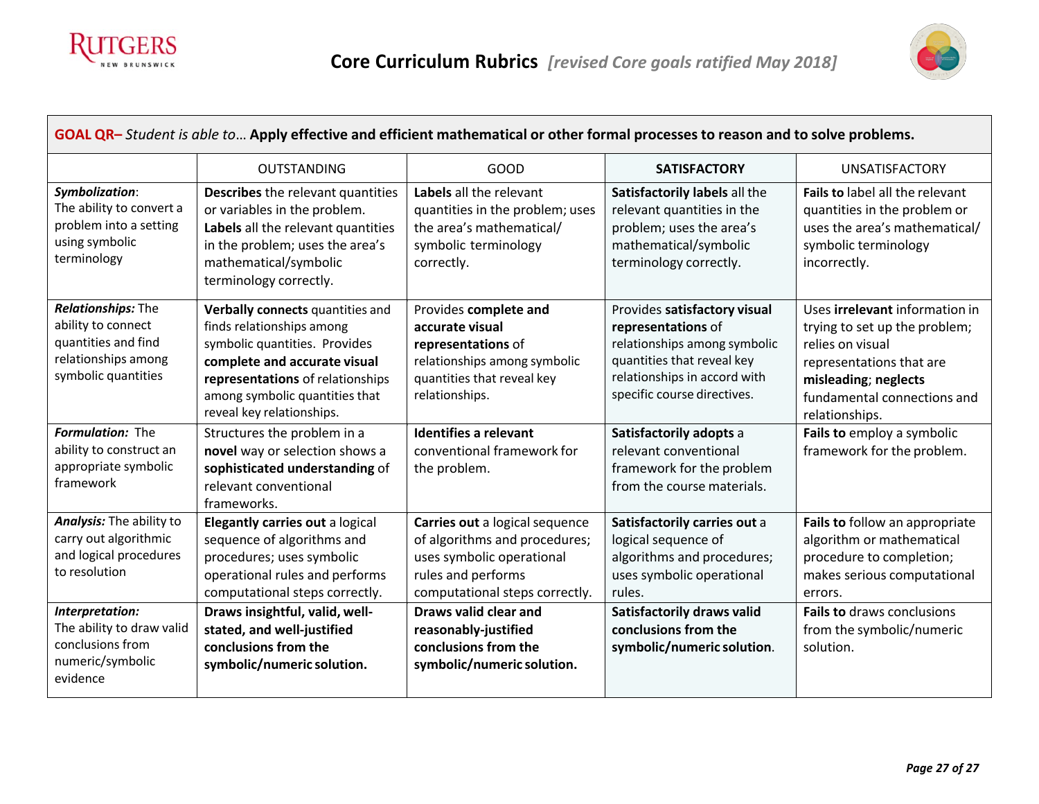# Core Curriculum Rubrics *[revised Core goals ratified May 2018]*

| **GOAL QR–** *Student is able to…* **Apply effective and efficient mathematical or other formal processes to reason and to solve problems.** | | | | |
|---|---|---|---|---|
| | OUTSTANDING | GOOD | **SATISFACTORY** | UNSATISFACTORY |
| ***Symbolization***: The ability to convert a problem into a setting using symbolic terminology | **Describes** the relevant quantities or variables in the problem. **Labels** all the relevant quantities in the problem; uses the area's mathematical/ symbolic terminology correctly. | **Labels** all the relevant quantities in the problem; uses the area's mathematical/ symbolic terminology correctly. | **Satisfactorily labels** all the relevant quantities in the problem; uses the area's mathematical/symbolic terminology correctly. | **Fails to** label all the relevant quantities in the problem or uses the area's mathematical/ symbolic terminology incorrectly. |
| ***Relationships:*** The ability to connect quantities and find relationships among symbolic quantities | **Verbally connects** quantities and finds relationships among symbolic quantities. Provides **complete and accurate visual representations** of relationships among symbolic quantities that reveal key relationships. | Provides **complete and accurate visual representations** of relationships among symbolic quantities that reveal key relationships. | Provides **satisfactory visual representations** of relationships among symbolic quantities that reveal key relationships in accord with specific course directives. | Uses **irrelevant** information in trying to set up the problem; relies on visual representations that are **misleading**; **neglects** fundamental connections and relationships. |
| ***Formulation:*** The ability to construct an appropriate symbolic framework | Structures the problem in a **novel** way or selection shows a **sophisticated understanding** of relevant conventional frameworks. | **Identifies a relevant** conventional framework for the problem. | **Satisfactorily adopts** a relevant conventional framework for the problem from the course materials. | **Fails to** employ a symbolic framework for the problem. |
| ***Analysis:*** The ability to carry out algorithmic and logical procedures to resolution | **Elegantly carries out** a logical sequence of algorithms and procedures; uses symbolic operational rules and performs computational steps correctly. | **Carries out** a logical sequence of algorithms and procedures; uses symbolic operational rules and performs computational steps correctly. | **Satisfactorily carries out** a logical sequence of algorithms and procedures; uses symbolic operational rules. | **Fails to** follow an appropriate algorithm or mathematical procedure to completion; makes serious computational errors. |
| ***Interpretation:*** The ability to draw valid conclusions from numeric/symbolic evidence | **Draws insightful, valid, well-stated, and well-justified conclusions from the symbolic/numeric solution.** | **Draws valid clear and reasonably-justified conclusions from the symbolic/numeric solution.** | **Satisfactorily draws valid conclusions from the symbolic/numeric solution**. | **Fails to** draws conclusions from the symbolic/numeric solution. |